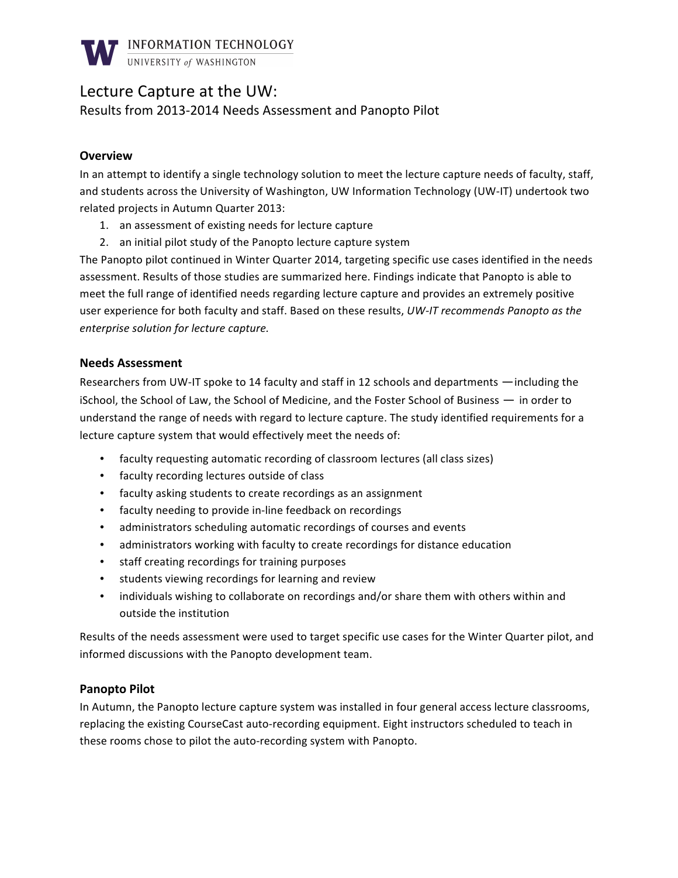INFORMATION TECHNOLOGY
UNIVERSITY *of* WASHINGTON

# Lecture Capture at the UW:
## Results from 2013-2014 Needs Assessment and Panopto Pilot

### Overview

In an attempt to identify a single technology solution to meet the lecture capture needs of faculty, staff, and students across the University of Washington, UW Information Technology (UW-IT) undertook two related projects in Autumn Quarter 2013:

1. an assessment of existing needs for lecture capture
2. an initial pilot study of the Panopto lecture capture system

The Panopto pilot continued in Winter Quarter 2014, targeting specific use cases identified in the needs assessment. Results of those studies are summarized here. Findings indicate that Panopto is able to meet the full range of identified needs regarding lecture capture and provides an extremely positive user experience for both faculty and staff. Based on these results, *UW-IT recommends Panopto as the enterprise solution for lecture capture.*

### Needs Assessment

Researchers from UW-IT spoke to 14 faculty and staff in 12 schools and departments —including the iSchool, the School of Law, the School of Medicine, and the Foster School of Business — in order to understand the range of needs with regard to lecture capture. The study identified requirements for a lecture capture system that would effectively meet the needs of:

- faculty requesting automatic recording of classroom lectures (all class sizes)
- faculty recording lectures outside of class
- faculty asking students to create recordings as an assignment
- faculty needing to provide in-line feedback on recordings
- administrators scheduling automatic recordings of courses and events
- administrators working with faculty to create recordings for distance education
- staff creating recordings for training purposes
- students viewing recordings for learning and review
- individuals wishing to collaborate on recordings and/or share them with others within and outside the institution

Results of the needs assessment were used to target specific use cases for the Winter Quarter pilot, and informed discussions with the Panopto development team.

### Panopto Pilot

In Autumn, the Panopto lecture capture system was installed in four general access lecture classrooms, replacing the existing CourseCast auto-recording equipment. Eight instructors scheduled to teach in these rooms chose to pilot the auto-recording system with Panopto.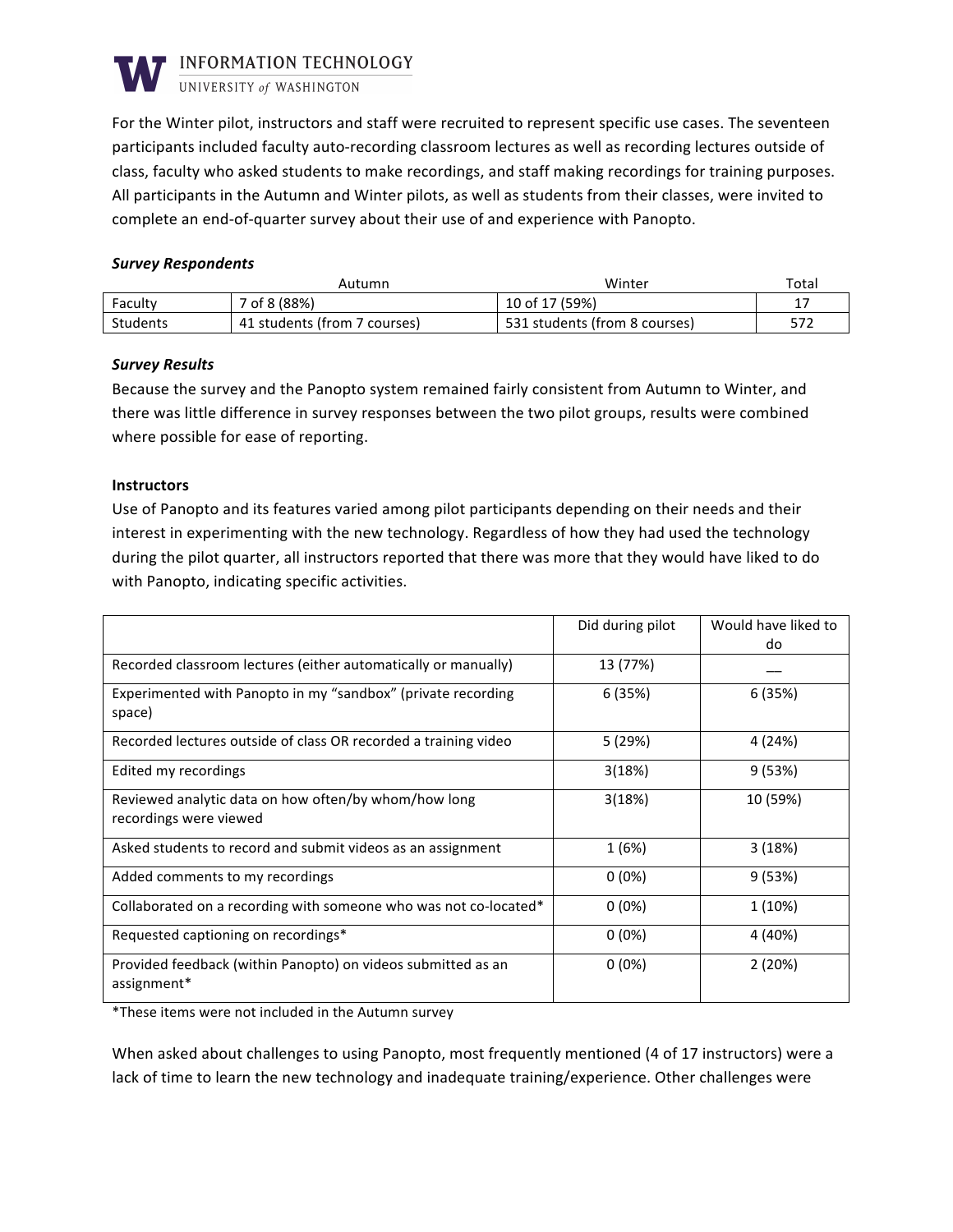For the Winter pilot, instructors and staff were recruited to represent specific use cases. The seventeen participants included faculty auto-recording classroom lectures as well as recording lectures outside of class, faculty who asked students to make recordings, and staff making recordings for training purposes. All participants in the Autumn and Winter pilots, as well as students from their classes, were invited to complete an end-of-quarter survey about their use of and experience with Panopto.

***Survey Respondents***

| | Autumn | Winter | Total |
|---|---|---|---|
| Faculty | 7 of 8 (88%) | 10 of 17 (59%) | 17 |
| Students | 41 students (from 7 courses) | 531 students (from 8 courses) | 572 |

***Survey Results***

Because the survey and the Panopto system remained fairly consistent from Autumn to Winter, and there was little difference in survey responses between the two pilot groups, results were combined where possible for ease of reporting.

**Instructors**

Use of Panopto and its features varied among pilot participants depending on their needs and their interest in experimenting with the new technology. Regardless of how they had used the technology during the pilot quarter, all instructors reported that there was more that they would have liked to do with Panopto, indicating specific activities.

| | Did during pilot | Would have liked to do |
|---|---|---|
| Recorded classroom lectures (either automatically or manually) | 13 (77%) | __ |
| Experimented with Panopto in my "sandbox" (private recording space) | 6 (35%) | 6 (35%) |
| Recorded lectures outside of class OR recorded a training video | 5 (29%) | 4 (24%) |
| Edited my recordings | 3(18%) | 9 (53%) |
| Reviewed analytic data on how often/by whom/how long recordings were viewed | 3(18%) | 10 (59%) |
| Asked students to record and submit videos as an assignment | 1 (6%) | 3 (18%) |
| Added comments to my recordings | 0 (0%) | 9 (53%) |
| Collaborated on a recording with someone who was not co-located* | 0 (0%) | 1 (10%) |
| Requested captioning on recordings* | 0 (0%) | 4 (40%) |
| Provided feedback (within Panopto) on videos submitted as an assignment* | 0 (0%) | 2 (20%) |

*These items were not included in the Autumn survey

When asked about challenges to using Panopto, most frequently mentioned (4 of 17 instructors) were a lack of time to learn the new technology and inadequate training/experience. Other challenges were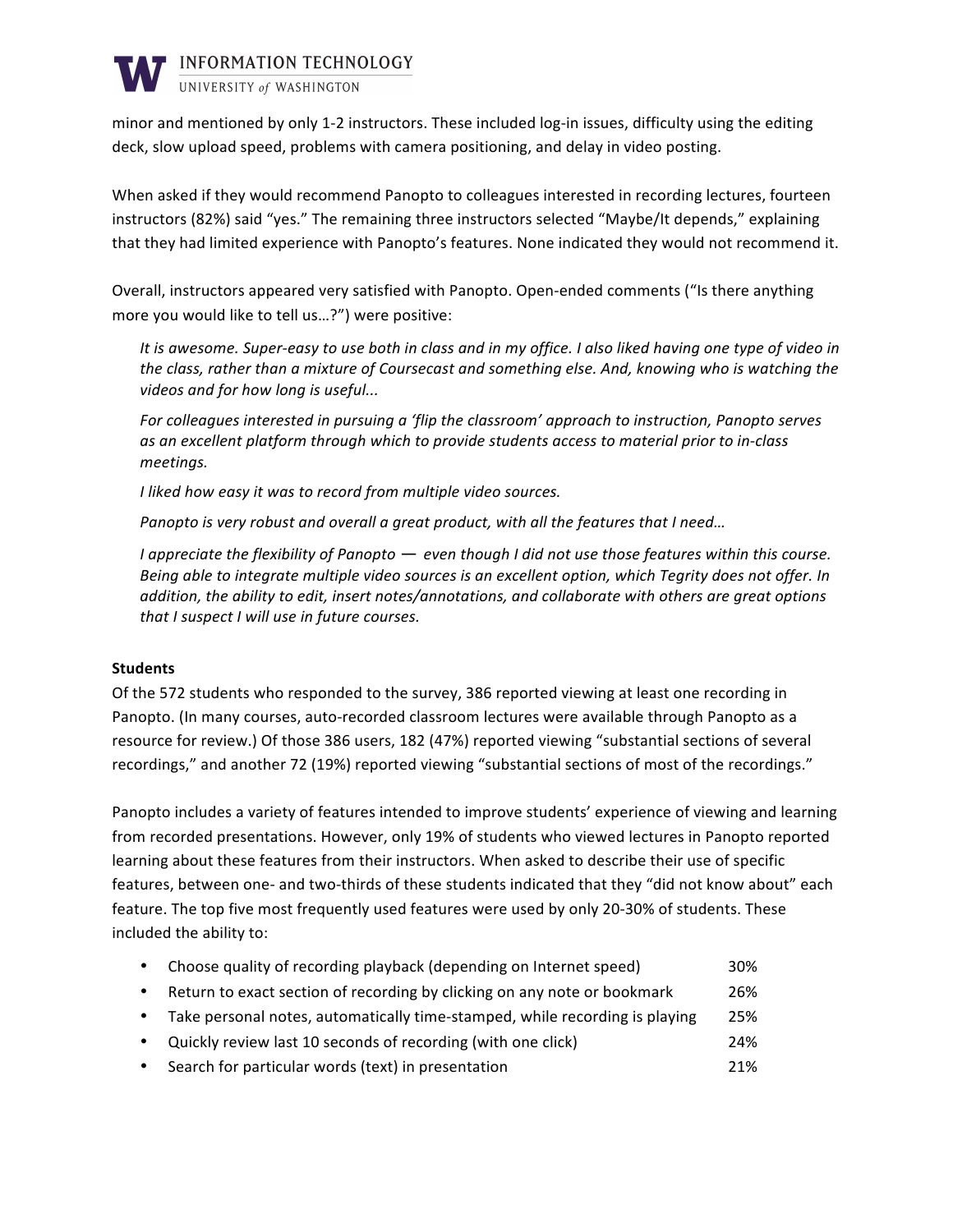minor and mentioned by only 1-2 instructors. These included log-in issues, difficulty using the editing deck, slow upload speed, problems with camera positioning, and delay in video posting.

When asked if they would recommend Panopto to colleagues interested in recording lectures, fourteen instructors (82%) said "yes." The remaining three instructors selected "Maybe/It depends," explaining that they had limited experience with Panopto's features. None indicated they would not recommend it.

Overall, instructors appeared very satisfied with Panopto. Open-ended comments ("Is there anything more you would like to tell us…?") were positive:

> *It is awesome. Super-easy to use both in class and in my office. I also liked having one type of video in the class, rather than a mixture of Coursecast and something else. And, knowing who is watching the videos and for how long is useful...*
>
> *For colleagues interested in pursuing a 'flip the classroom' approach to instruction, Panopto serves as an excellent platform through which to provide students access to material prior to in-class meetings.*
>
> *I liked how easy it was to record from multiple video sources.*
>
> *Panopto is very robust and overall a great product, with all the features that I need…*
>
> *I appreciate the flexibility of Panopto — even though I did not use those features within this course. Being able to integrate multiple video sources is an excellent option, which Tegrity does not offer. In addition, the ability to edit, insert notes/annotations, and collaborate with others are great options that I suspect I will use in future courses.*

**Students**

Of the 572 students who responded to the survey, 386 reported viewing at least one recording in Panopto. (In many courses, auto-recorded classroom lectures were available through Panopto as a resource for review.) Of those 386 users, 182 (47%) reported viewing "substantial sections of several recordings," and another 72 (19%) reported viewing "substantial sections of most of the recordings."

Panopto includes a variety of features intended to improve students' experience of viewing and learning from recorded presentations. However, only 19% of students who viewed lectures in Panopto reported learning about these features from their instructors. When asked to describe their use of specific features, between one- and two-thirds of these students indicated that they "did not know about" each feature. The top five most frequently used features were used by only 20-30% of students. These included the ability to:

- Choose quality of recording playback (depending on Internet speed) 30%
- Return to exact section of recording by clicking on any note or bookmark 26%
- Take personal notes, automatically time-stamped, while recording is playing 25%
- Quickly review last 10 seconds of recording (with one click) 24%
- Search for particular words (text) in presentation 21%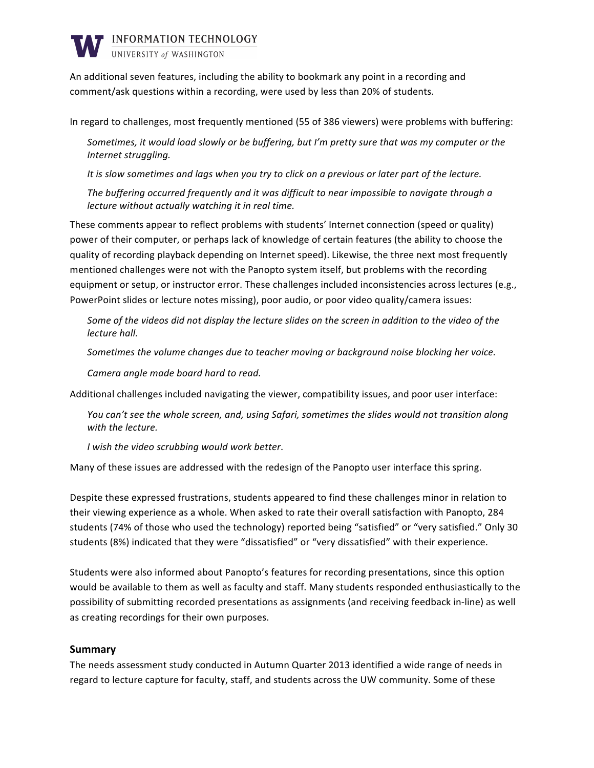An additional seven features, including the ability to bookmark any point in a recording and comment/ask questions within a recording, were used by less than 20% of students.

In regard to challenges, most frequently mentioned (55 of 386 viewers) were problems with buffering:

> *Sometimes, it would load slowly or be buffering, but I'm pretty sure that was my computer or the Internet struggling.*
>
> *It is slow sometimes and lags when you try to click on a previous or later part of the lecture.*
>
> *The buffering occurred frequently and it was difficult to near impossible to navigate through a lecture without actually watching it in real time.*

These comments appear to reflect problems with students' Internet connection (speed or quality) power of their computer, or perhaps lack of knowledge of certain features (the ability to choose the quality of recording playback depending on Internet speed). Likewise, the three next most frequently mentioned challenges were not with the Panopto system itself, but problems with the recording equipment or setup, or instructor error. These challenges included inconsistencies across lectures (e.g., PowerPoint slides or lecture notes missing), poor audio, or poor video quality/camera issues:

> *Some of the videos did not display the lecture slides on the screen in addition to the video of the lecture hall.*
>
> *Sometimes the volume changes due to teacher moving or background noise blocking her voice.*
>
> *Camera angle made board hard to read.*

Additional challenges included navigating the viewer, compatibility issues, and poor user interface:

> *You can't see the whole screen, and, using Safari, sometimes the slides would not transition along with the lecture.*
>
> *I wish the video scrubbing would work better*.

Many of these issues are addressed with the redesign of the Panopto user interface this spring.

Despite these expressed frustrations, students appeared to find these challenges minor in relation to their viewing experience as a whole. When asked to rate their overall satisfaction with Panopto, 284 students (74% of those who used the technology) reported being "satisfied" or "very satisfied." Only 30 students (8%) indicated that they were "dissatisfied" or "very dissatisfied" with their experience.

Students were also informed about Panopto's features for recording presentations, since this option would be available to them as well as faculty and staff. Many students responded enthusiastically to the possibility of submitting recorded presentations as assignments (and receiving feedback in-line) as well as creating recordings for their own purposes.

## Summary

The needs assessment study conducted in Autumn Quarter 2013 identified a wide range of needs in regard to lecture capture for faculty, staff, and students across the UW community. Some of these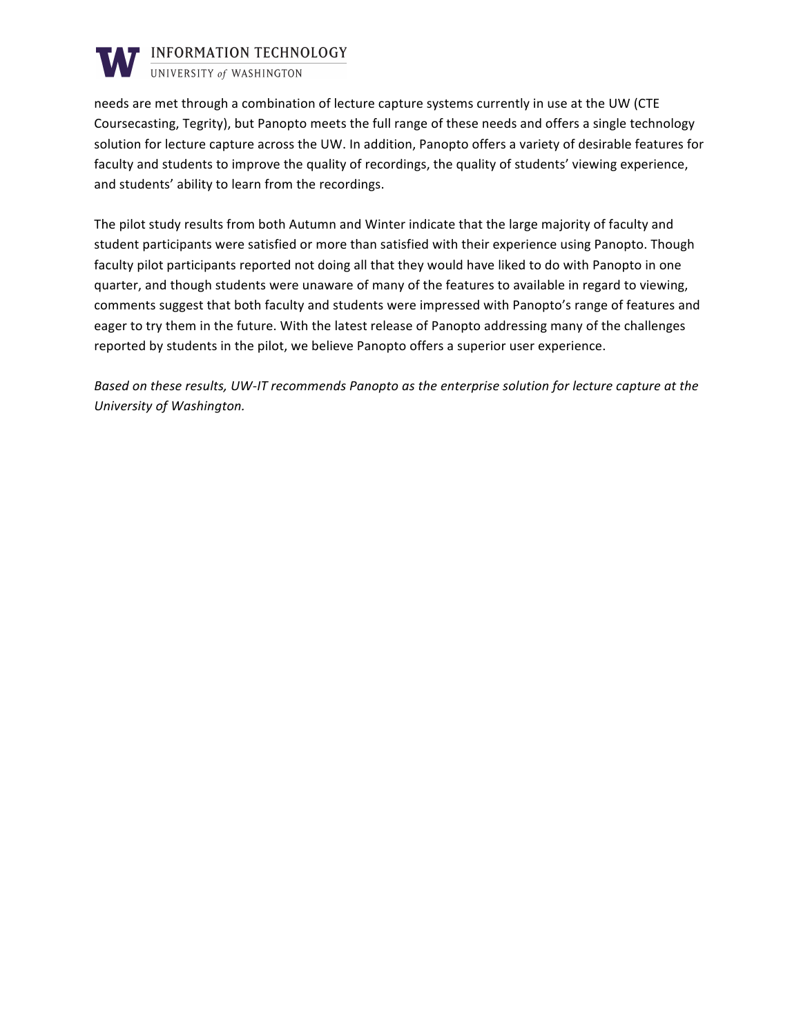needs are met through a combination of lecture capture systems currently in use at the UW (CTE Coursecasting, Tegrity), but Panopto meets the full range of these needs and offers a single technology solution for lecture capture across the UW. In addition, Panopto offers a variety of desirable features for faculty and students to improve the quality of recordings, the quality of students' viewing experience, and students' ability to learn from the recordings.

The pilot study results from both Autumn and Winter indicate that the large majority of faculty and student participants were satisfied or more than satisfied with their experience using Panopto. Though faculty pilot participants reported not doing all that they would have liked to do with Panopto in one quarter, and though students were unaware of many of the features to available in regard to viewing, comments suggest that both faculty and students were impressed with Panopto's range of features and eager to try them in the future. With the latest release of Panopto addressing many of the challenges reported by students in the pilot, we believe Panopto offers a superior user experience.

*Based on these results, UW-IT recommends Panopto as the enterprise solution for lecture capture at the University of Washington.*